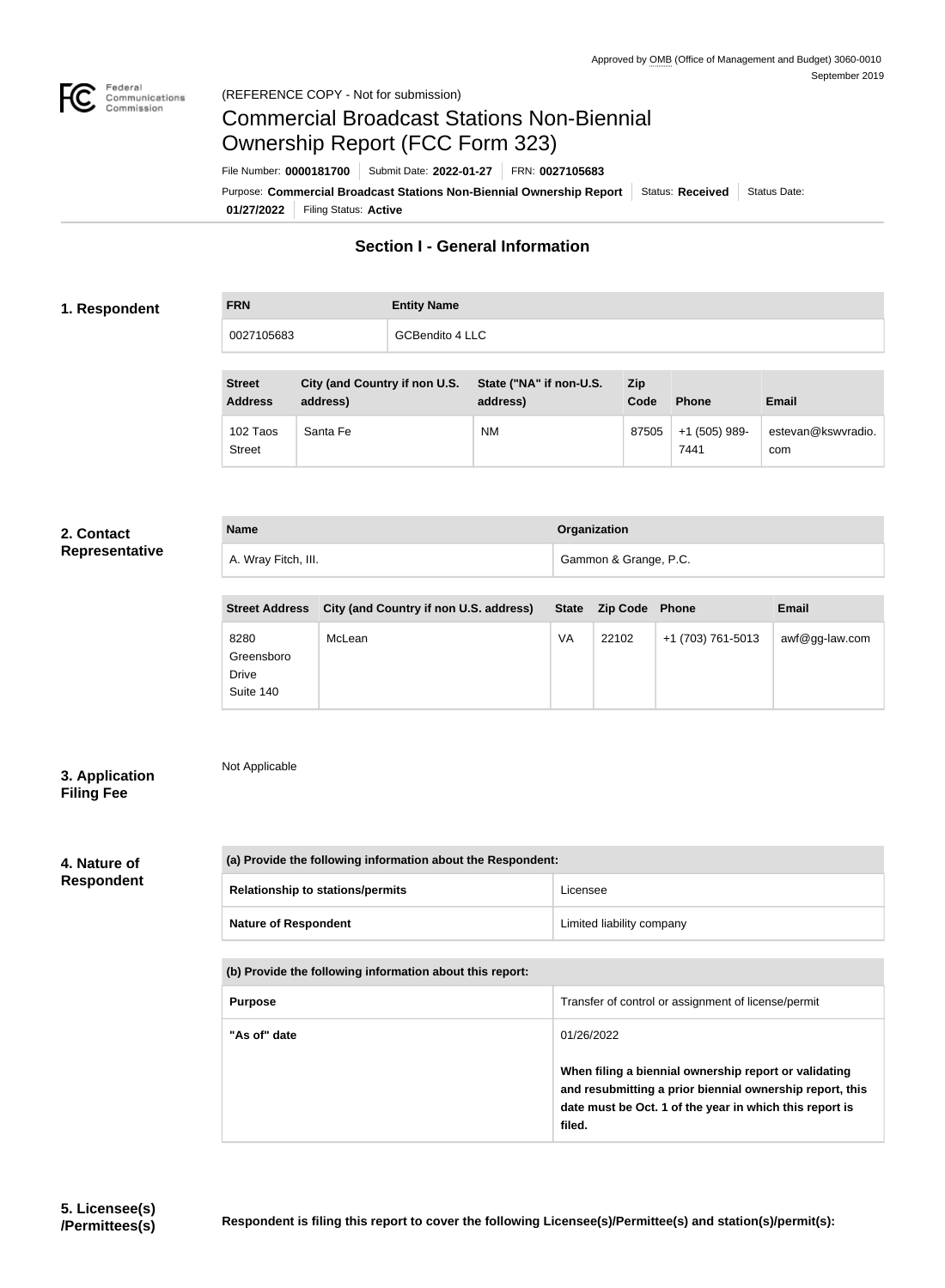Approved by OMB (Office of Management and Budget) 3060-0010
September 2019

(REFERENCE COPY - Not for submission)

# Commercial Broadcast Stations Non-Biennial Ownership Report (FCC Form 323)

File Number: **0000181700** | Submit Date: **2022-01-27** | FRN: **0027105683**

Purpose: **Commercial Broadcast Stations Non-Biennial Ownership Report** | Status: **Received** | Status Date: **01/27/2022** | Filing Status: **Active**

## Section I - General Information

### 1. Respondent

| FRN | Entity Name |
| --- | --- |
| 0027105683 | GCBendito 4 LLC |

| Street Address | City (and Country if non U.S. address) | State ("NA" if non-U.S. address) | Zip Code | Phone | Email |
| --- | --- | --- | --- | --- | --- |
| 102 Taos Street | Santa Fe | NM | 87505 | +1 (505) 989-7441 | estevan@kswvradio.com |

### 2. Contact Representative

| Name | Organization |
| --- | --- |
| A. Wray Fitch, III. | Gammon & Grange, P.C. |

| Street Address | City (and Country if non U.S. address) | State | Zip Code | Phone | Email |
| --- | --- | --- | --- | --- | --- |
| 8280 Greensboro Drive Suite 140 | McLean | VA | 22102 | +1 (703) 761-5013 | awf@gg-law.com |

### 3. Application Filing Fee

Not Applicable

### 4. Nature of Respondent

| (a) Provide the following information about the Respondent: | |
| --- | --- |
| Relationship to stations/permits | Licensee |
| Nature of Respondent | Limited liability company |

| (b) Provide the following information about this report: | |
| --- | --- |
| Purpose | Transfer of control or assignment of license/permit |
| "As of" date | 01/26/2022<br><br>**When filing a biennial ownership report or validating and resubmitting a prior biennial ownership report, this date must be Oct. 1 of the year in which this report is filed.** |

### 5. Licensee(s) /Permittees(s)

**Respondent is filing this report to cover the following Licensee(s)/Permittee(s) and station(s)/permit(s):**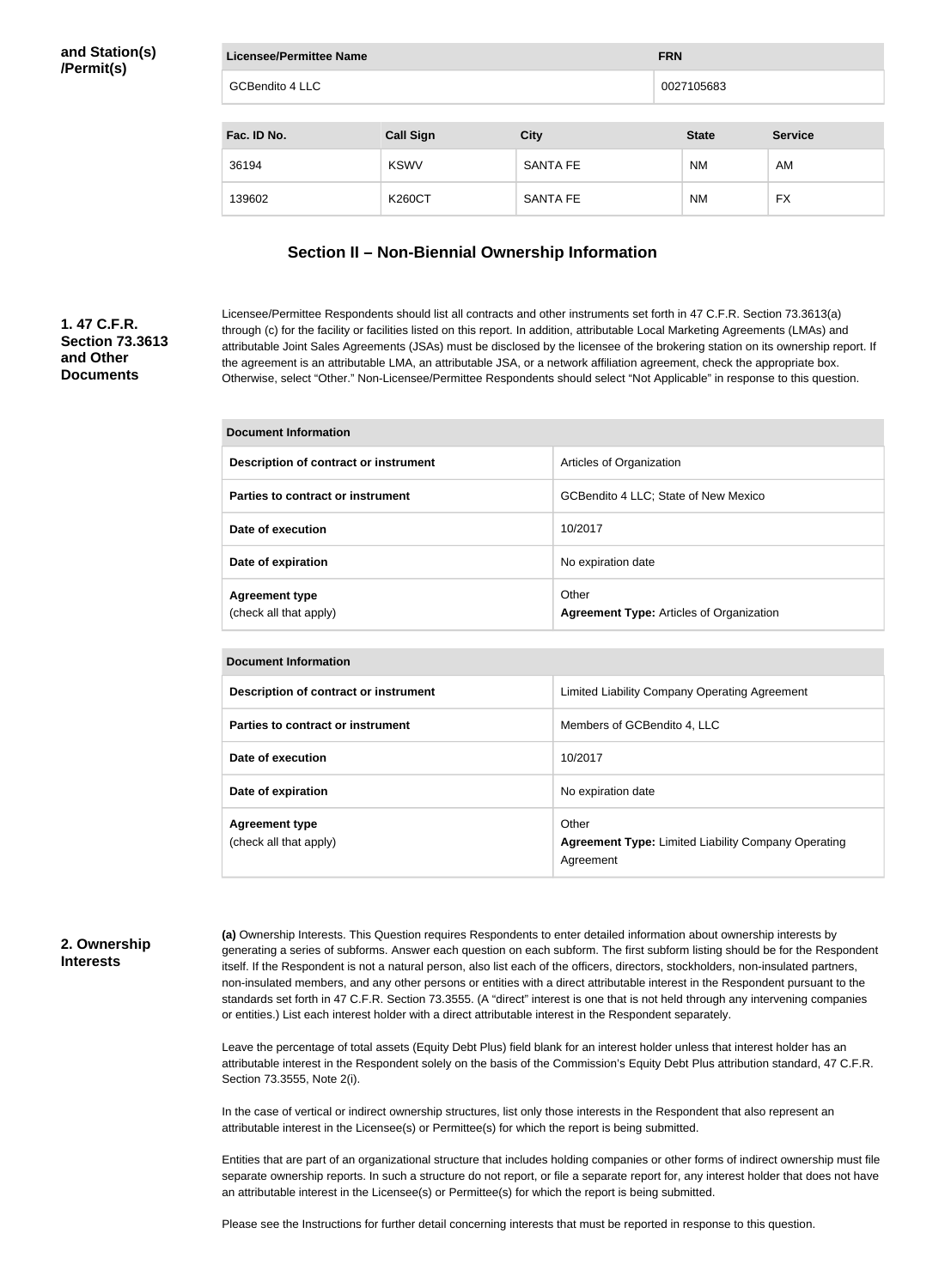**and Station(s) /Permit(s)**

| Licensee/Permittee Name | FRN |
|---|---|
| GCBendito 4 LLC | 0027105683 |

| Fac. ID No. | Call Sign | City | State | Service |
|---|---|---|---|---|
| 36194 | KSWV | SANTA FE | NM | AM |
| 139602 | K260CT | SANTA FE | NM | FX |

## Section II – Non-Biennial Ownership Information

**1. 47 C.F.R. Section 73.3613 and Other Documents**

Licensee/Permittee Respondents should list all contracts and other instruments set forth in 47 C.F.R. Section 73.3613(a) through (c) for the facility or facilities listed on this report. In addition, attributable Local Marketing Agreements (LMAs) and attributable Joint Sales Agreements (JSAs) must be disclosed by the licensee of the brokering station on its ownership report. If the agreement is an attributable LMA, an attributable JSA, or a network affiliation agreement, check the appropriate box. Otherwise, select "Other." Non-Licensee/Permittee Respondents should select "Not Applicable" in response to this question.

| Document Information | |
|---|---|
| **Description of contract or instrument** | Articles of Organization |
| **Parties to contract or instrument** | GCBendito 4 LLC; State of New Mexico |
| **Date of execution** | 10/2017 |
| **Date of expiration** | No expiration date |
| **Agreement type** (check all that apply) | Other **Agreement Type:** Articles of Organization |

| Document Information | |
|---|---|
| **Description of contract or instrument** | Limited Liability Company Operating Agreement |
| **Parties to contract or instrument** | Members of GCBendito 4, LLC |
| **Date of execution** | 10/2017 |
| **Date of expiration** | No expiration date |
| **Agreement type** (check all that apply) | Other **Agreement Type:** Limited Liability Company Operating Agreement |

**2. Ownership Interests**

**(a)** Ownership Interests. This Question requires Respondents to enter detailed information about ownership interests by generating a series of subforms. Answer each question on each subform. The first subform listing should be for the Respondent itself. If the Respondent is not a natural person, also list each of the officers, directors, stockholders, non-insulated partners, non-insulated members, and any other persons or entities with a direct attributable interest in the Respondent pursuant to the standards set forth in 47 C.F.R. Section 73.3555. (A "direct" interest is one that is not held through any intervening companies or entities.) List each interest holder with a direct attributable interest in the Respondent separately.

Leave the percentage of total assets (Equity Debt Plus) field blank for an interest holder unless that interest holder has an attributable interest in the Respondent solely on the basis of the Commission's Equity Debt Plus attribution standard, 47 C.F.R. Section 73.3555, Note 2(i).

In the case of vertical or indirect ownership structures, list only those interests in the Respondent that also represent an attributable interest in the Licensee(s) or Permittee(s) for which the report is being submitted.

Entities that are part of an organizational structure that includes holding companies or other forms of indirect ownership must file separate ownership reports. In such a structure do not report, or file a separate report for, any interest holder that does not have an attributable interest in the Licensee(s) or Permittee(s) for which the report is being submitted.

Please see the Instructions for further detail concerning interests that must be reported in response to this question.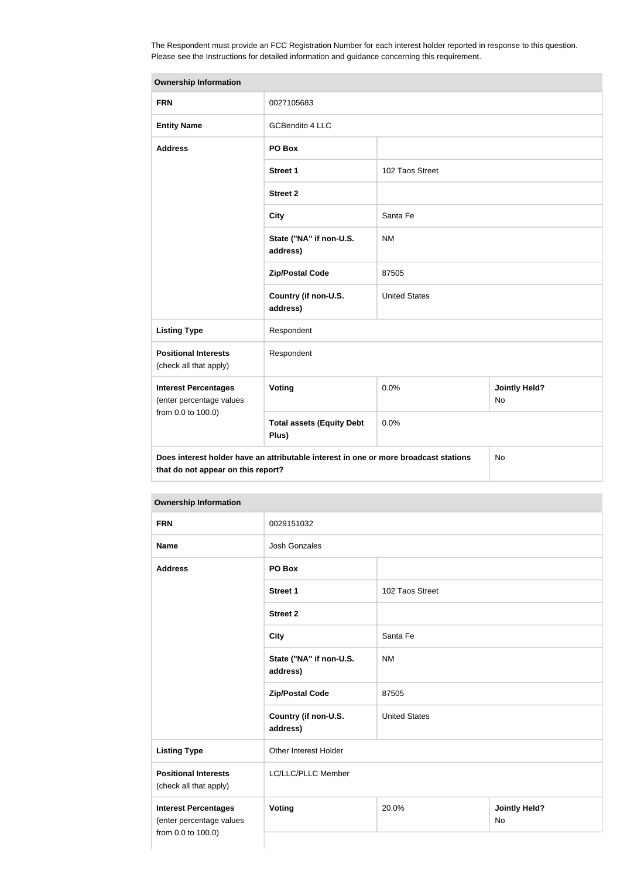The Respondent must provide an FCC Registration Number for each interest holder reported in response to this question. Please see the Instructions for detailed information and guidance concerning this requirement.

| **Ownership Information** | | | |
|---|---|---|---|
| **FRN** | 0027105683 | | |
| **Entity Name** | GCBendito 4 LLC | | |
| **Address** | **PO Box** | | |
| | **Street 1** | 102 Taos Street | |
| | **Street 2** | | |
| | **City** | Santa Fe | |
| | **State ("NA" if non-U.S. address)** | NM | |
| | **Zip/Postal Code** | 87505 | |
| | **Country (if non-U.S. address)** | United States | |
| **Listing Type** | Respondent | | |
| **Positional Interests** (check all that apply) | Respondent | | |
| **Interest Percentages** (enter percentage values from 0.0 to 100.0) | **Voting** | 0.0% | **Jointly Held?** No |
| | **Total assets (Equity Debt Plus)** | 0.0% | |
| **Does interest holder have an attributable interest in one or more broadcast stations that do not appear on this report?** | | | No |

| **Ownership Information** | | | |
|---|---|---|---|
| **FRN** | 0029151032 | | |
| **Name** | Josh Gonzales | | |
| **Address** | **PO Box** | | |
| | **Street 1** | 102 Taos Street | |
| | **Street 2** | | |
| | **City** | Santa Fe | |
| | **State ("NA" if non-U.S. address)** | NM | |
| | **Zip/Postal Code** | 87505 | |
| | **Country (if non-U.S. address)** | United States | |
| **Listing Type** | Other Interest Holder | | |
| **Positional Interests** (check all that apply) | LC/LLC/PLLC Member | | |
| **Interest Percentages** (enter percentage values from 0.0 to 100.0) | **Voting** | 20.0% | **Jointly Held?** No |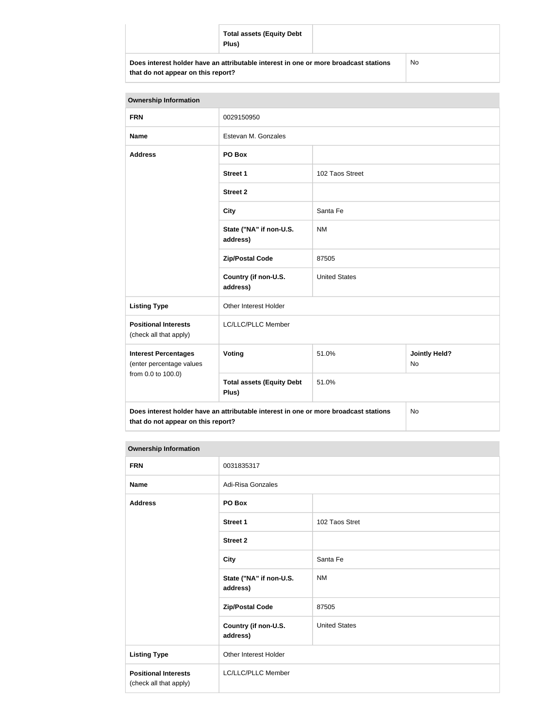| | | |
|---|---|---|
| | **Total assets (Equity Debt Plus)** | |
| **Does interest holder have an attributable interest in one or more broadcast stations that do not appear on this report?** | | No |

| **Ownership Information** | | | |
|---|---|---|---|
| **FRN** | 0029150950 | | |
| **Name** | Estevan M. Gonzales | | |
| **Address** | **PO Box** | | |
| | **Street 1** | 102 Taos Street | |
| | **Street 2** | | |
| | **City** | Santa Fe | |
| | **State ("NA" if non-U.S. address)** | NM | |
| | **Zip/Postal Code** | 87505 | |
| | **Country (if non-U.S. address)** | United States | |
| **Listing Type** | Other Interest Holder | | |
| **Positional Interests** (check all that apply) | LC/LLC/PLLC Member | | |
| **Interest Percentages** (enter percentage values from 0.0 to 100.0) | **Voting** | 51.0% | **Jointly Held?** No |
| | **Total assets (Equity Debt Plus)** | 51.0% | |
| **Does interest holder have an attributable interest in one or more broadcast stations that do not appear on this report?** | | | No |

| **Ownership Information** | | |
|---|---|---|
| **FRN** | 0031835317 | |
| **Name** | Adi-Risa Gonzales | |
| **Address** | **PO Box** | |
| | **Street 1** | 102 Taos Stret |
| | **Street 2** | |
| | **City** | Santa Fe |
| | **State ("NA" if non-U.S. address)** | NM |
| | **Zip/Postal Code** | 87505 |
| | **Country (if non-U.S. address)** | United States |
| **Listing Type** | Other Interest Holder | |
| **Positional Interests** (check all that apply) | LC/LLC/PLLC Member | |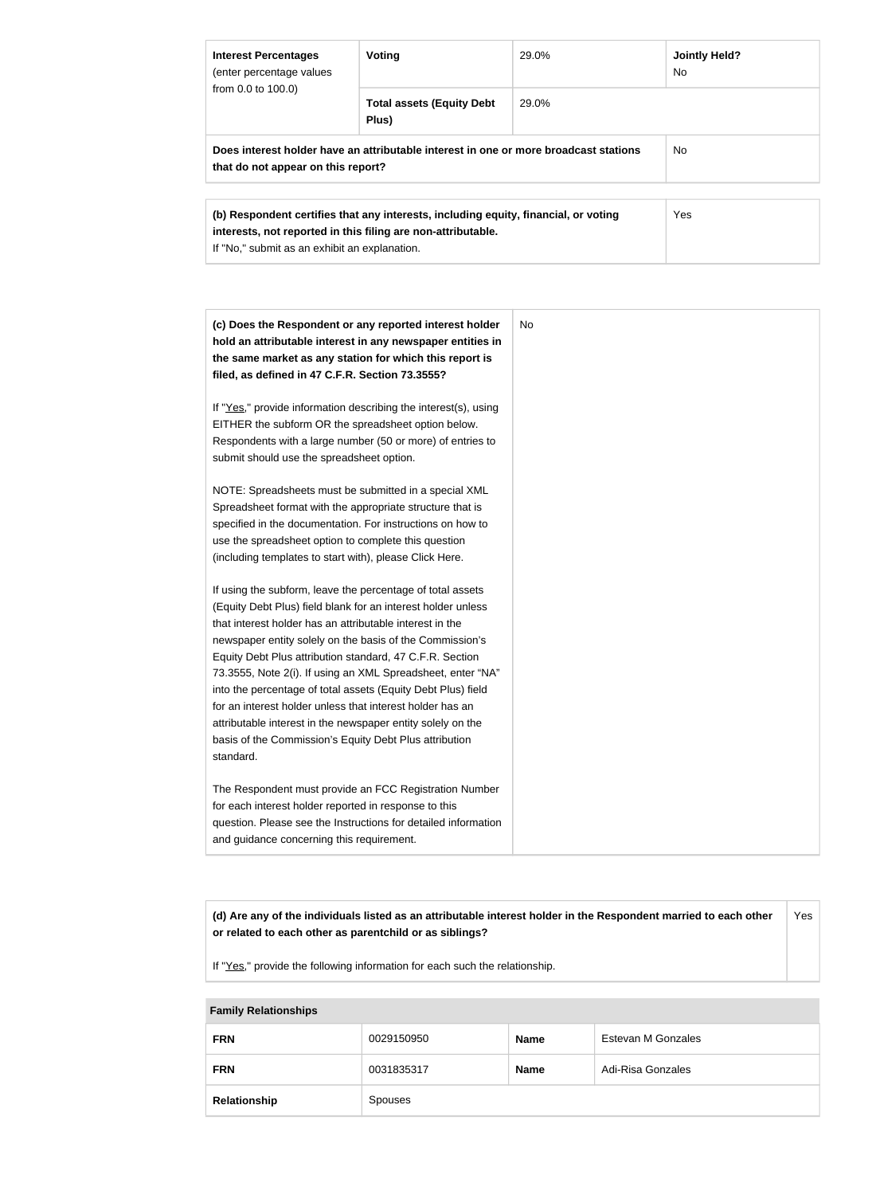| Interest Percentages (enter percentage values from 0.0 to 100.0) | Voting | 29.0% | Jointly Held? No |
|---|---|---|---|
| | Total assets (Equity Debt Plus) | 29.0% | |
| **Does interest holder have an attributable interest in one or more broadcast stations that do not appear on this report?** | | | No |

| **(b) Respondent certifies that any interests, including equity, financial, or voting interests, not reported in this filing are non-attributable.** If "No," submit as an exhibit an explanation. | Yes |
|---|---|

| **(c) Does the Respondent or any reported interest holder hold an attributable interest in any newspaper entities in the same market as any station for which this report is filed, as defined in 47 C.F.R. Section 73.3555?** | No |
|---|---|

If "Yes," provide information describing the interest(s), using EITHER the subform OR the spreadsheet option below. Respondents with a large number (50 or more) of entries to submit should use the spreadsheet option.

NOTE: Spreadsheets must be submitted in a special XML Spreadsheet format with the appropriate structure that is specified in the documentation. For instructions on how to use the spreadsheet option to complete this question (including templates to start with), please Click Here.

If using the subform, leave the percentage of total assets (Equity Debt Plus) field blank for an interest holder unless that interest holder has an attributable interest in the newspaper entity solely on the basis of the Commission's Equity Debt Plus attribution standard, 47 C.F.R. Section 73.3555, Note 2(i). If using an XML Spreadsheet, enter "NA" into the percentage of total assets (Equity Debt Plus) field for an interest holder unless that interest holder has an attributable interest in the newspaper entity solely on the basis of the Commission's Equity Debt Plus attribution standard.

The Respondent must provide an FCC Registration Number for each interest holder reported in response to this question. Please see the Instructions for detailed information and guidance concerning this requirement.

| **(d) Are any of the individuals listed as an attributable interest holder in the Respondent married to each other or related to each other as parentchild or as siblings?** If "Yes," provide the following information for each such the relationship. | Yes |
|---|---|

| Family Relationships | | | |
|---|---|---|---|
| **FRN** | 0029150950 | **Name** | Estevan M Gonzales |
| **FRN** | 0031835317 | **Name** | Adi-Risa Gonzales |
| **Relationship** | Spouses | | |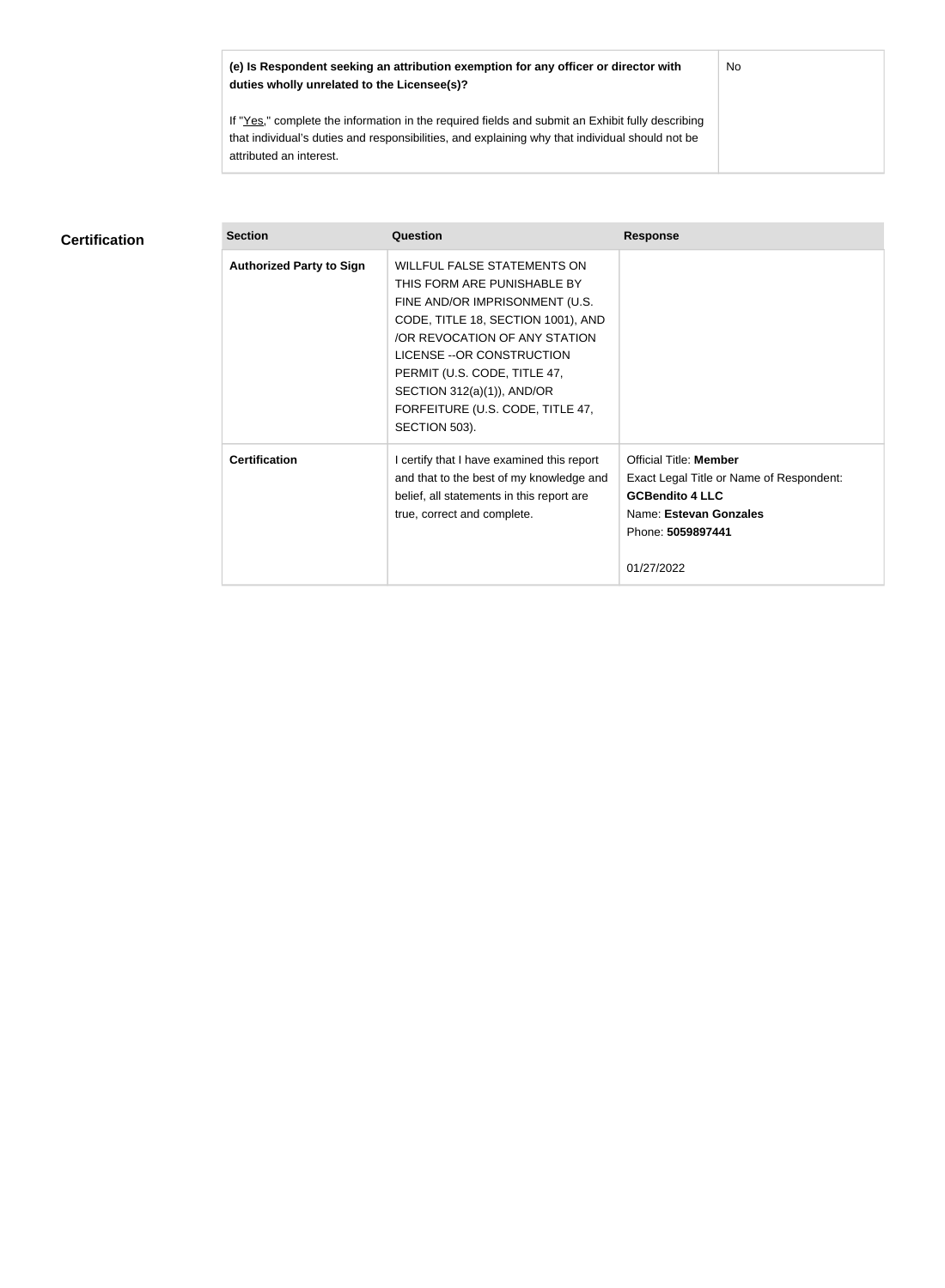| | |
|---|---|
| **(e) Is Respondent seeking an attribution exemption for any officer or director with duties wholly unrelated to the Licensee(s)?**<br><br>If "Yes," complete the information in the required fields and submit an Exhibit fully describing that individual's duties and responsibilities, and explaining why that individual should not be attributed an interest. | No |

## Certification

| Section | Question | Response |
|---|---|---|
| **Authorized Party to Sign** | WILLFUL FALSE STATEMENTS ON THIS FORM ARE PUNISHABLE BY FINE AND/OR IMPRISONMENT (U.S. CODE, TITLE 18, SECTION 1001), AND /OR REVOCATION OF ANY STATION LICENSE --OR CONSTRUCTION PERMIT (U.S. CODE, TITLE 47, SECTION 312(a)(1)), AND/OR FORFEITURE (U.S. CODE, TITLE 47, SECTION 503). | |
| **Certification** | I certify that I have examined this report and that to the best of my knowledge and belief, all statements in this report are true, correct and complete. | Official Title: **Member**<br>Exact Legal Title or Name of Respondent: **GCBendito 4 LLC**<br>Name: **Estevan Gonzales**<br>Phone: **5059897441**<br><br>01/27/2022 |